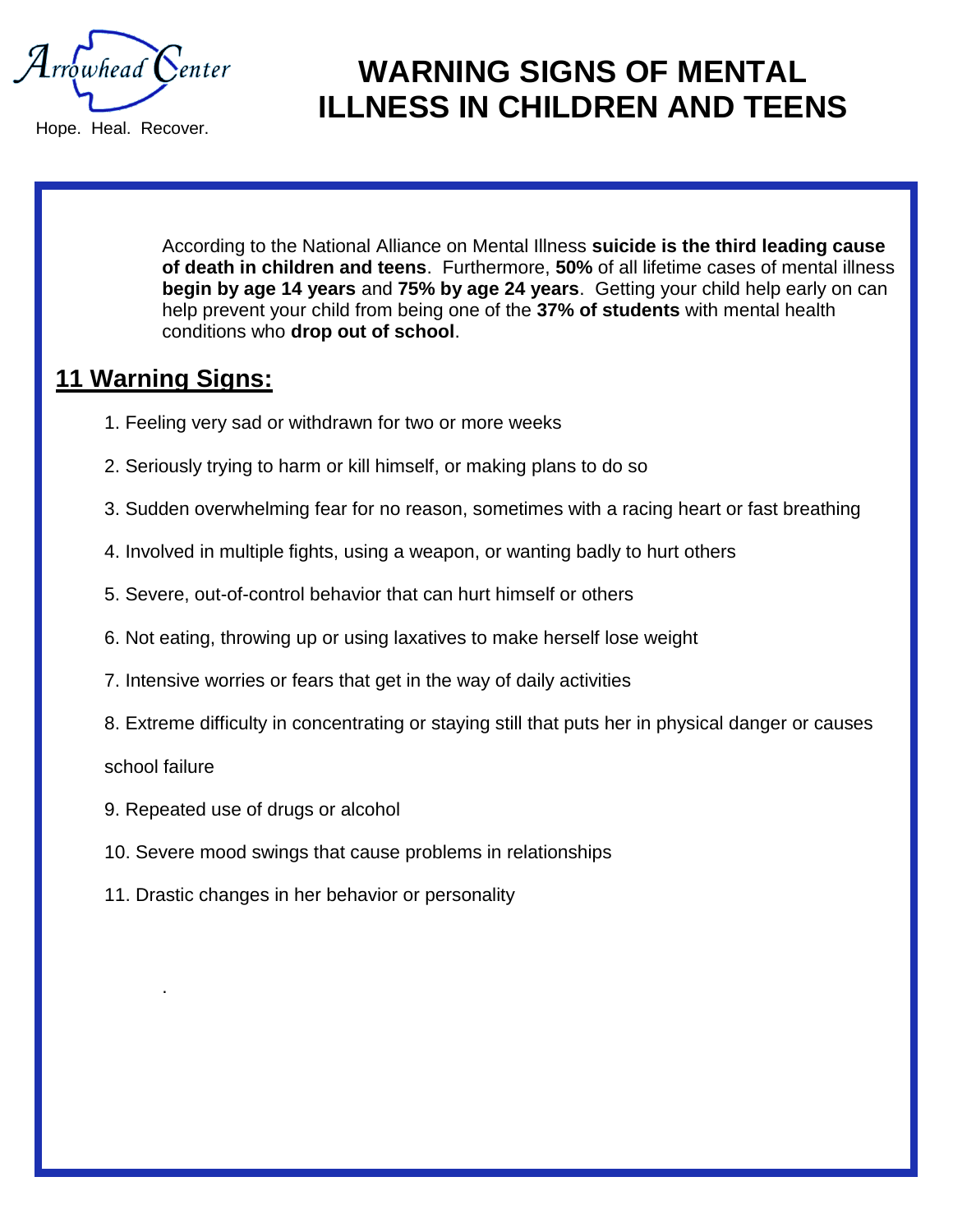Arrowhead Center

Hope. Heal. Recover.

# WARNING SIGNS OF MENTAL ILLNESS IN CHILDREN AND TEENS

According to the National Alliance on Mental Illness **suicide is the third leading cause of death in children and teens**. Furthermore, **50%** of all lifetime cases of mental illness **begin by age 14 years** and **75% by age 24 years**. Getting your child help early on can help prevent your child from being one of the **37% of students** with mental health conditions who **drop out of school**.

## 11 Warning Signs:

1. Feeling very sad or withdrawn for two or more weeks
2. Seriously trying to harm or kill himself, or making plans to do so
3. Sudden overwhelming fear for no reason, sometimes with a racing heart or fast breathing
4. Involved in multiple fights, using a weapon, or wanting badly to hurt others
5. Severe, out-of-control behavior that can hurt himself or others
6. Not eating, throwing up or using laxatives to make herself lose weight
7. Intensive worries or fears that get in the way of daily activities
8. Extreme difficulty in concentrating or staying still that puts her in physical danger or causes school failure
9. Repeated use of drugs or alcohol
10. Severe mood swings that cause problems in relationships
11. Drastic changes in her behavior or personality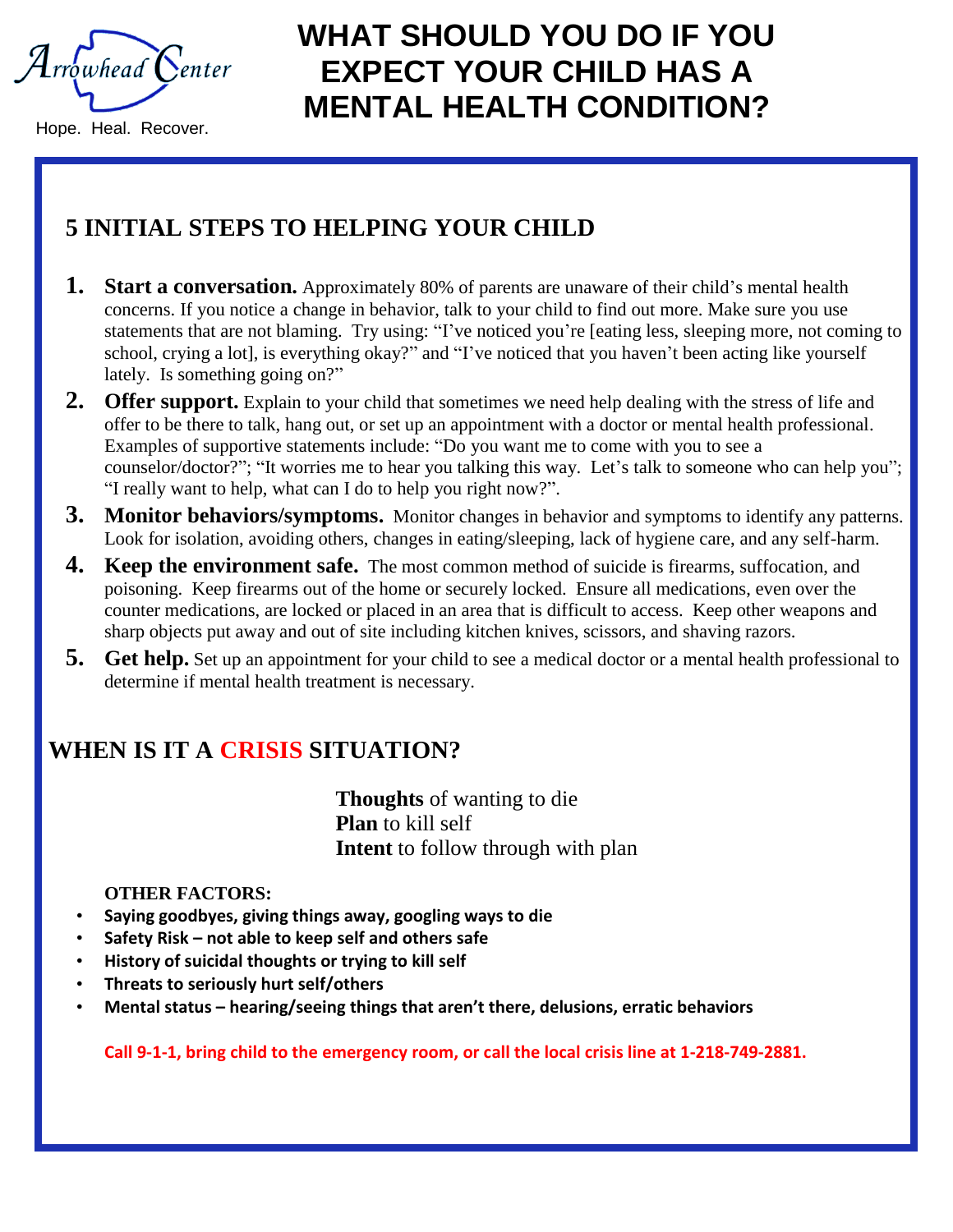Arrowhead Center

Hope. Heal. Recover.

# WHAT SHOULD YOU DO IF YOU EXPECT YOUR CHILD HAS A MENTAL HEALTH CONDITION?

## 5 INITIAL STEPS TO HELPING YOUR CHILD

1. **Start a conversation.** Approximately 80% of parents are unaware of their child's mental health concerns. If you notice a change in behavior, talk to your child to find out more. Make sure you use statements that are not blaming. Try using: "I've noticed you're [eating less, sleeping more, not coming to school, crying a lot], is everything okay?" and "I've noticed that you haven't been acting like yourself lately. Is something going on?"
2. **Offer support.** Explain to your child that sometimes we need help dealing with the stress of life and offer to be there to talk, hang out, or set up an appointment with a doctor or mental health professional. Examples of supportive statements include: "Do you want me to come with you to see a counselor/doctor?"; "It worries me to hear you talking this way. Let's talk to someone who can help you"; "I really want to help, what can I do to help you right now?".
3. **Monitor behaviors/symptoms.** Monitor changes in behavior and symptoms to identify any patterns. Look for isolation, avoiding others, changes in eating/sleeping, lack of hygiene care, and any self-harm.
4. **Keep the environment safe.** The most common method of suicide is firearms, suffocation, and poisoning. Keep firearms out of the home or securely locked. Ensure all medications, even over the counter medications, are locked or placed in an area that is difficult to access. Keep other weapons and sharp objects put away and out of site including kitchen knives, scissors, and shaving razors.
5. **Get help.** Set up an appointment for your child to see a medical doctor or a mental health professional to determine if mental health treatment is necessary.

## WHEN IS IT A CRISIS SITUATION?

**Thoughts** of wanting to die
**Plan** to kill self
**Intent** to follow through with plan

**OTHER FACTORS:**

- **Saying goodbyes, giving things away, googling ways to die**
- **Safety Risk – not able to keep self and others safe**
- **History of suicidal thoughts or trying to kill self**
- **Threats to seriously hurt self/others**
- **Mental status – hearing/seeing things that aren't there, delusions, erratic behaviors**

**Call 9-1-1, bring child to the emergency room, or call the local crisis line at 1-218-749-2881.**